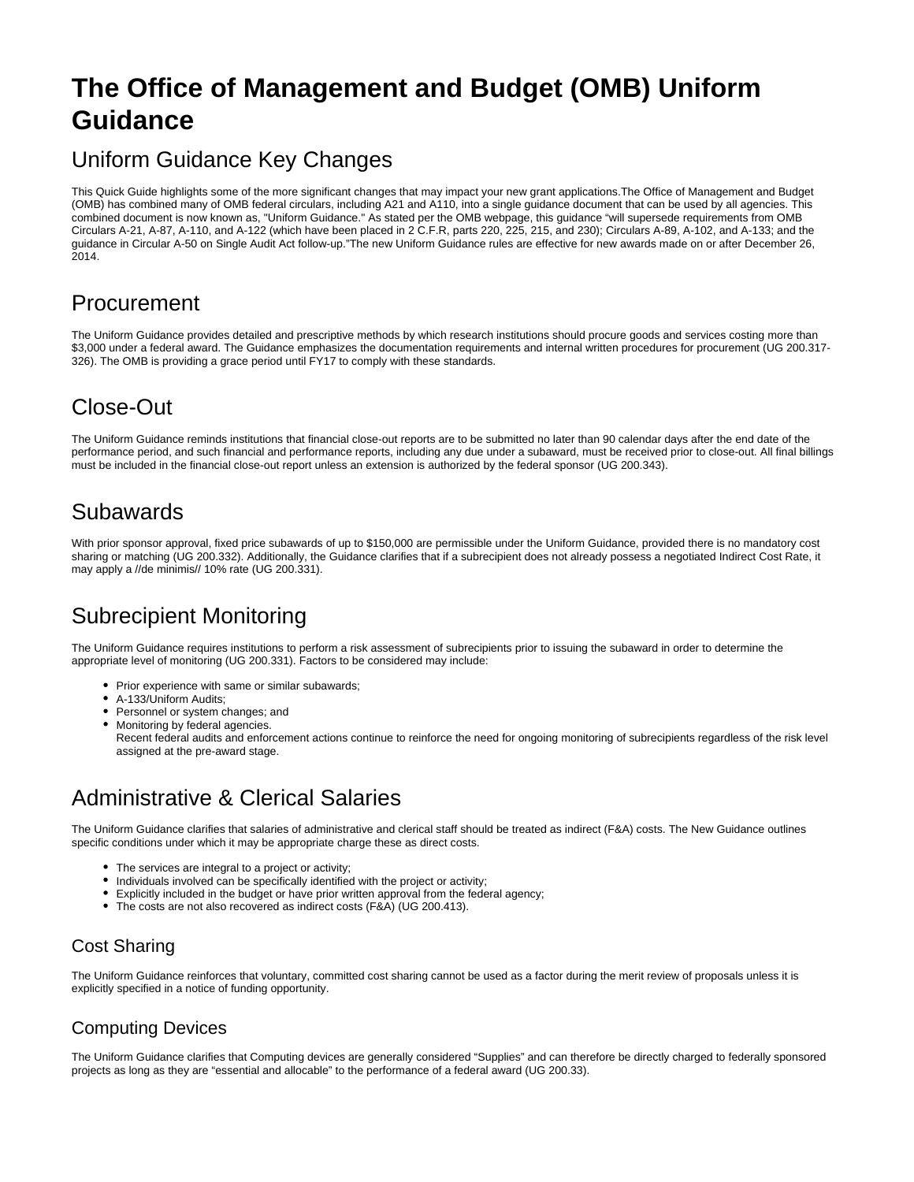# The Office of Management and Budget (OMB) Uniform Guidance

## Uniform Guidance Key Changes

This Quick Guide highlights some of the more significant changes that may impact your new grant applications.The Office of Management and Budget (OMB) has combined many of OMB federal circulars, including A21 and A110, into a single guidance document that can be used by all agencies. This combined document is now known as, "Uniform Guidance." As stated per the OMB webpage, this guidance "will supersede requirements from OMB Circulars A-21, A-87, A-110, and A-122 (which have been placed in 2 C.F.R, parts 220, 225, 215, and 230); Circulars A-89, A-102, and A-133; and the guidance in Circular A-50 on Single Audit Act follow-up."The new Uniform Guidance rules are effective for new awards made on or after December 26, 2014.

## Procurement

The Uniform Guidance provides detailed and prescriptive methods by which research institutions should procure goods and services costing more than $3,000 under a federal award. The Guidance emphasizes the documentation requirements and internal written procedures for procurement (UG 200.317-326). The OMB is providing a grace period until FY17 to comply with these standards.

## Close-Out

The Uniform Guidance reminds institutions that financial close-out reports are to be submitted no later than 90 calendar days after the end date of the performance period, and such financial and performance reports, including any due under a subaward, must be received prior to close-out. All final billings must be included in the financial close-out report unless an extension is authorized by the federal sponsor (UG 200.343).

## Subawards

With prior sponsor approval, fixed price subawards of up to $150,000 are permissible under the Uniform Guidance, provided there is no mandatory cost sharing or matching (UG 200.332). Additionally, the Guidance clarifies that if a subrecipient does not already possess a negotiated Indirect Cost Rate, it may apply a //de minimis// 10% rate (UG 200.331).

## Subrecipient Monitoring

The Uniform Guidance requires institutions to perform a risk assessment of subrecipients prior to issuing the subaward in order to determine the appropriate level of monitoring (UG 200.331). Factors to be considered may include:

- Prior experience with same or similar subawards;
- A-133/Uniform Audits;
- Personnel or system changes; and
- Monitoring by federal agencies.
  Recent federal audits and enforcement actions continue to reinforce the need for ongoing monitoring of subrecipients regardless of the risk level assigned at the pre-award stage.

## Administrative & Clerical Salaries

The Uniform Guidance clarifies that salaries of administrative and clerical staff should be treated as indirect (F&A) costs. The New Guidance outlines specific conditions under which it may be appropriate charge these as direct costs.

- The services are integral to a project or activity;
- Individuals involved can be specifically identified with the project or activity;
- Explicitly included in the budget or have prior written approval from the federal agency;
- The costs are not also recovered as indirect costs (F&A) (UG 200.413).

### Cost Sharing

The Uniform Guidance reinforces that voluntary, committed cost sharing cannot be used as a factor during the merit review of proposals unless it is explicitly specified in a notice of funding opportunity.

### Computing Devices

The Uniform Guidance clarifies that Computing devices are generally considered "Supplies" and can therefore be directly charged to federally sponsored projects as long as they are "essential and allocable" to the performance of a federal award (UG 200.33).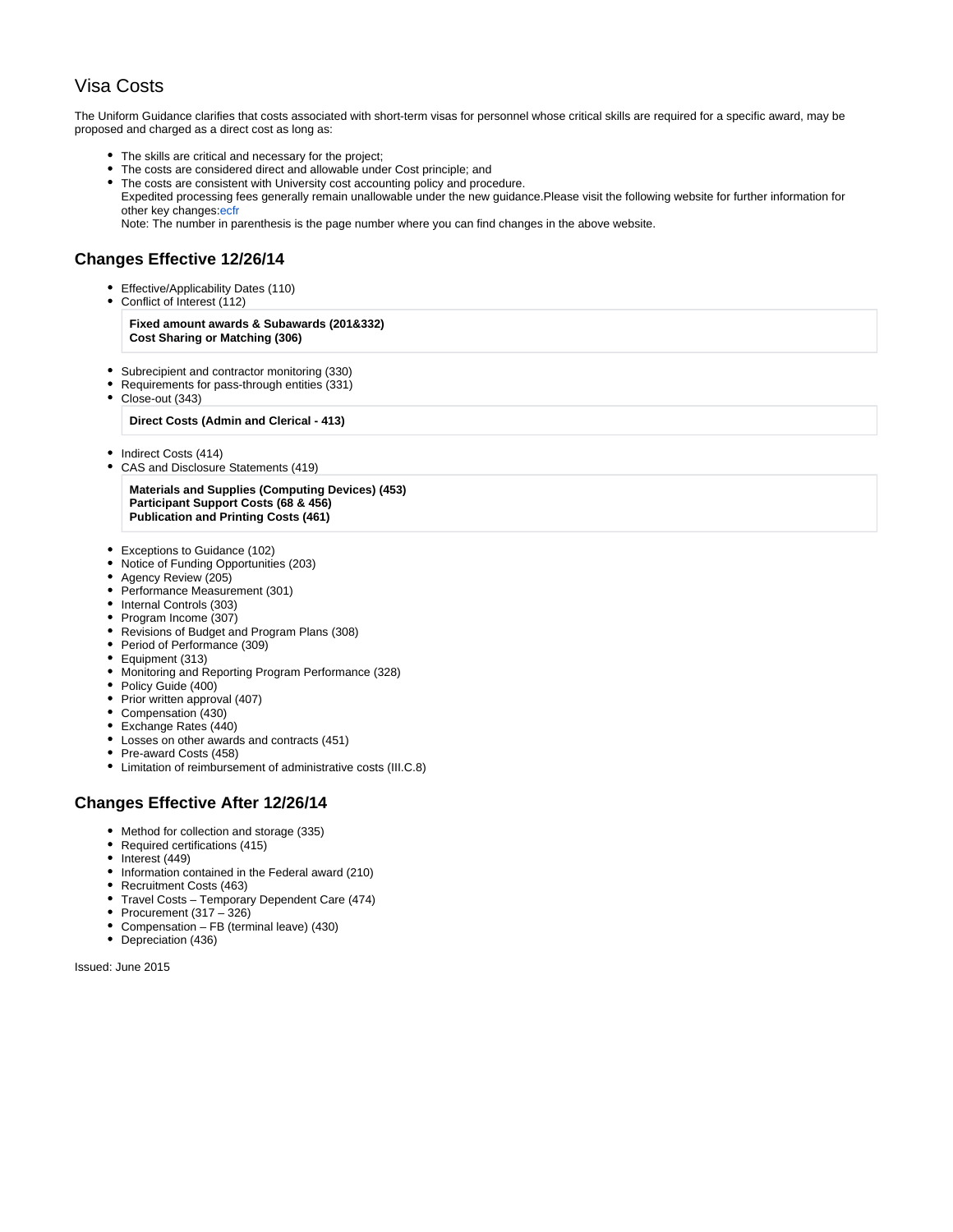## Visa Costs

The Uniform Guidance clarifies that costs associated with short-term visas for personnel whose critical skills are required for a specific award, may be proposed and charged as a direct cost as long as:

- The skills are critical and necessary for the project;
- The costs are considered direct and allowable under Cost principle; and
- The costs are consistent with University cost accounting policy and procedure.
  Expedited processing fees generally remain unallowable under the new guidance.Please visit the following website for further information for other key changes:ecfr
  Note: The number in parenthesis is the page number where you can find changes in the above website.

### Changes Effective 12/26/14

- Effective/Applicability Dates (110)
- Conflict of Interest (112)

**Fixed amount awards & Subawards (201&332)**
**Cost Sharing or Matching (306)**

- Subrecipient and contractor monitoring (330)
- Requirements for pass-through entities (331)
- Close-out (343)

**Direct Costs (Admin and Clerical - 413)**

- Indirect Costs (414)
- CAS and Disclosure Statements (419)

**Materials and Supplies (Computing Devices) (453)**
**Participant Support Costs (68 & 456)**
**Publication and Printing Costs (461)**

- Exceptions to Guidance (102)
- Notice of Funding Opportunities (203)
- Agency Review (205)
- Performance Measurement (301)
- Internal Controls (303)
- Program Income (307)
- Revisions of Budget and Program Plans (308)
- Period of Performance (309)
- Equipment (313)
- Monitoring and Reporting Program Performance (328)
- Policy Guide (400)
- Prior written approval (407)
- Compensation (430)
- Exchange Rates (440)
- Losses on other awards and contracts (451)
- Pre-award Costs (458)
- Limitation of reimbursement of administrative costs (III.C.8)

### Changes Effective After 12/26/14

- Method for collection and storage (335)
- Required certifications (415)
- Interest (449)
- Information contained in the Federal award (210)
- Recruitment Costs (463)
- Travel Costs – Temporary Dependent Care (474)
- Procurement (317 – 326)
- Compensation – FB (terminal leave) (430)
- Depreciation (436)

Issued: June 2015